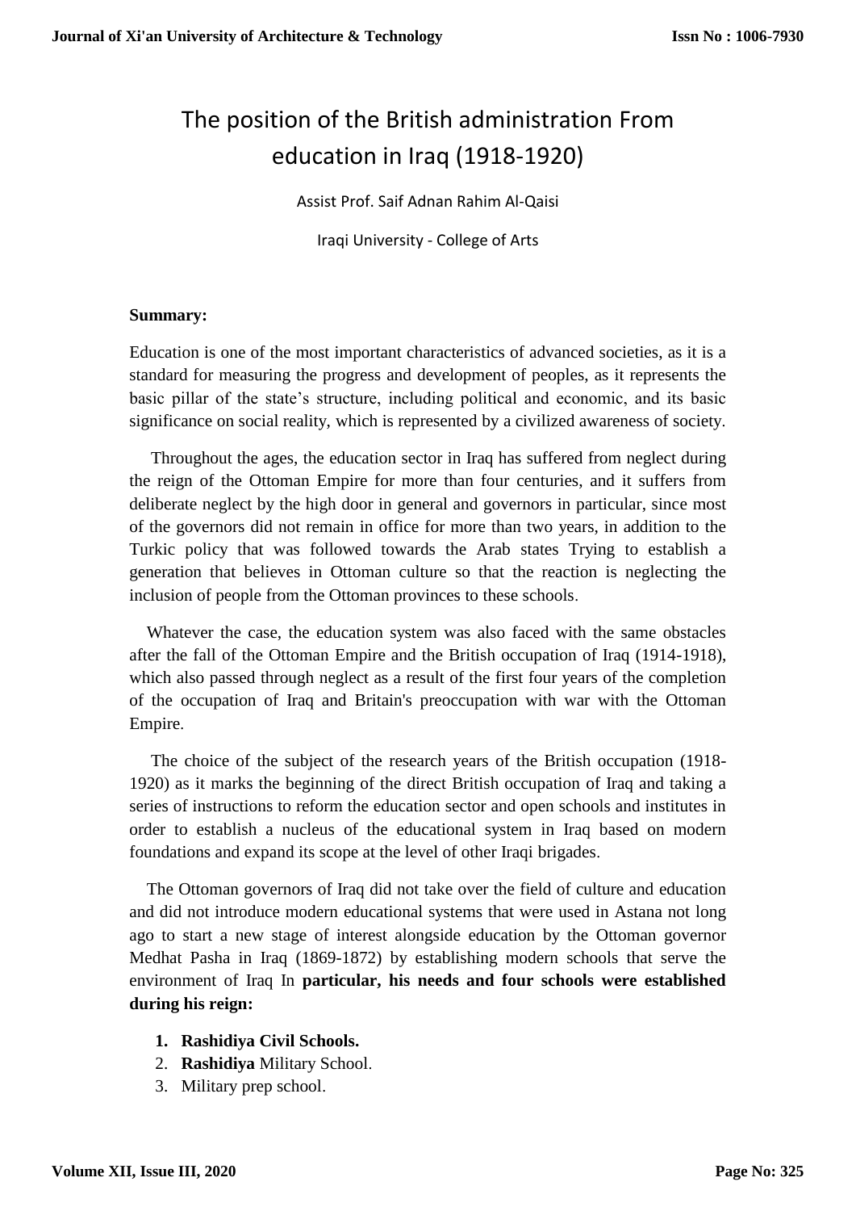# The position of the British administration From education in Iraq (1918-1920)

Assist Prof. Saif Adnan Rahim Al-Qaisi

Iraqi University - College of Arts

**Summary:**

Education is one of the most important characteristics of advanced societies, as it is a standard for measuring the progress and development of peoples, as it represents the basic pillar of the state's structure, including political and economic, and its basic significance on social reality, which is represented by a civilized awareness of society.

Throughout the ages, the education sector in Iraq has suffered from neglect during the reign of the Ottoman Empire for more than four centuries, and it suffers from deliberate neglect by the high door in general and governors in particular, since most of the governors did not remain in office for more than two years, in addition to the Turkic policy that was followed towards the Arab states Trying to establish a generation that believes in Ottoman culture so that the reaction is neglecting the inclusion of people from the Ottoman provinces to these schools.

Whatever the case, the education system was also faced with the same obstacles after the fall of the Ottoman Empire and the British occupation of Iraq (1914-1918), which also passed through neglect as a result of the first four years of the completion of the occupation of Iraq and Britain's preoccupation with war with the Ottoman Empire.

The choice of the subject of the research years of the British occupation (1918-1920) as it marks the beginning of the direct British occupation of Iraq and taking a series of instructions to reform the education sector and open schools and institutes in order to establish a nucleus of the educational system in Iraq based on modern foundations and expand its scope at the level of other Iraqi brigades.

The Ottoman governors of Iraq did not take over the field of culture and education and did not introduce modern educational systems that were used in Astana not long ago to start a new stage of interest alongside education by the Ottoman governor Medhat Pasha in Iraq (1869-1872) by establishing modern schools that serve the environment of Iraq In **particular, his needs and four schools were established during his reign:**

1. **Rashidiya Civil Schools.**
2. **Rashidiya** Military School.
3. Military prep school.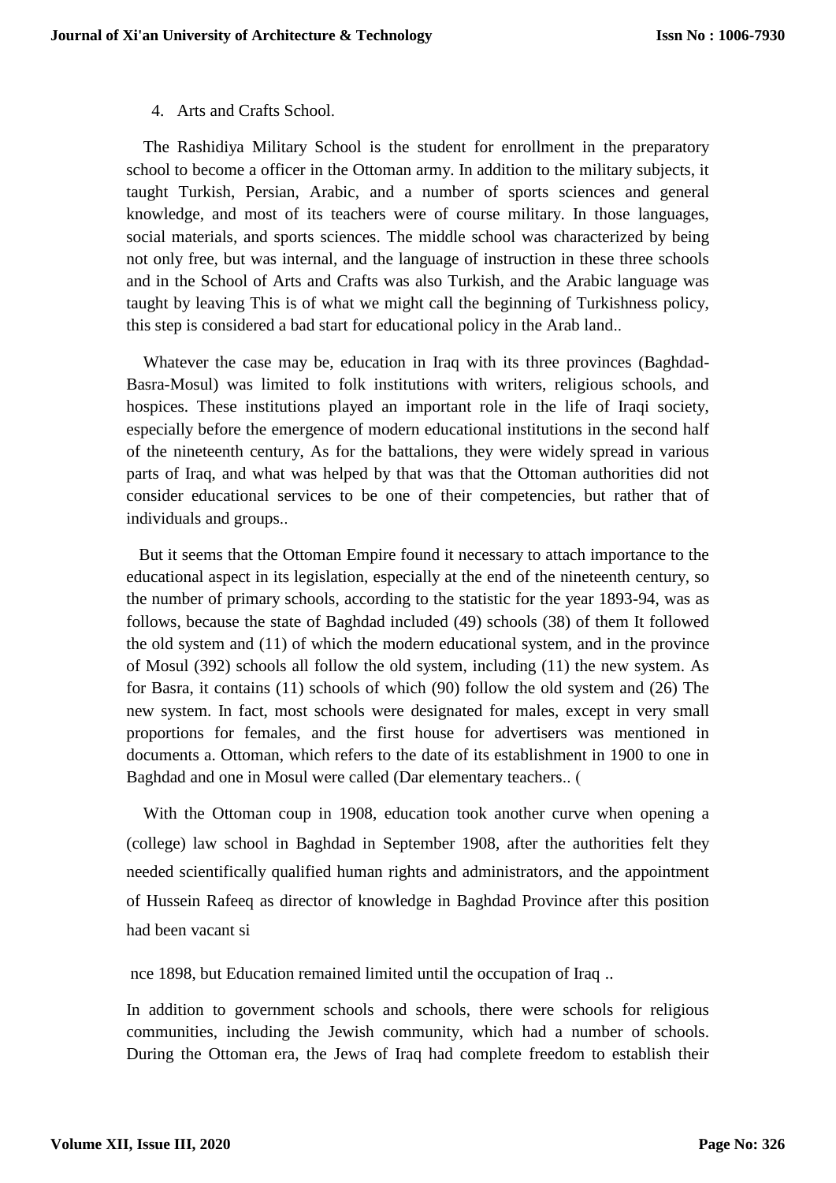4. Arts and Crafts School.

The Rashidiya Military School is the student for enrollment in the preparatory school to become a officer in the Ottoman army. In addition to the military subjects, it taught Turkish, Persian, Arabic, and a number of sports sciences and general knowledge, and most of its teachers were of course military. In those languages, social materials, and sports sciences. The middle school was characterized by being not only free, but was internal, and the language of instruction in these three schools and in the School of Arts and Crafts was also Turkish, and the Arabic language was taught by leaving This is of what we might call the beginning of Turkishness policy, this step is considered a bad start for educational policy in the Arab land..

Whatever the case may be, education in Iraq with its three provinces (Baghdad-Basra-Mosul) was limited to folk institutions with writers, religious schools, and hospices. These institutions played an important role in the life of Iraqi society, especially before the emergence of modern educational institutions in the second half of the nineteenth century, As for the battalions, they were widely spread in various parts of Iraq, and what was helped by that was that the Ottoman authorities did not consider educational services to be one of their competencies, but rather that of individuals and groups..

But it seems that the Ottoman Empire found it necessary to attach importance to the educational aspect in its legislation, especially at the end of the nineteenth century, so the number of primary schools, according to the statistic for the year 1893-94, was as follows, because the state of Baghdad included (49) schools (38) of them It followed the old system and (11) of which the modern educational system, and in the province of Mosul (392) schools all follow the old system, including (11) the new system. As for Basra, it contains (11) schools of which (90) follow the old system and (26) The new system. In fact, most schools were designated for males, except in very small proportions for females, and the first house for advertisers was mentioned in documents a. Ottoman, which refers to the date of its establishment in 1900 to one in Baghdad and one in Mosul were called (Dar elementary teachers.. (

With the Ottoman coup in 1908, education took another curve when opening a (college) law school in Baghdad in September 1908, after the authorities felt they needed scientifically qualified human rights and administrators, and the appointment of Hussein Rafeeq as director of knowledge in Baghdad Province after this position had been vacant si

nce 1898, but Education remained limited until the occupation of Iraq ..

In addition to government schools and schools, there were schools for religious communities, including the Jewish community, which had a number of schools. During the Ottoman era, the Jews of Iraq had complete freedom to establish their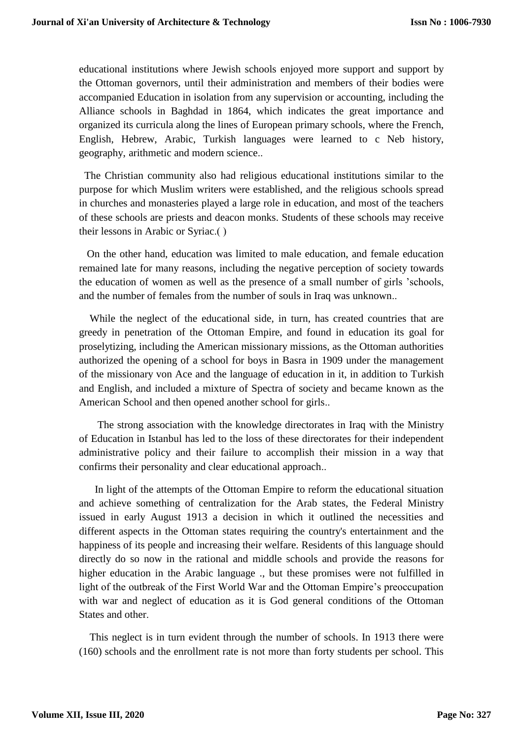educational institutions where Jewish schools enjoyed more support and support by the Ottoman governors, until their administration and members of their bodies were accompanied Education in isolation from any supervision or accounting, including the Alliance schools in Baghdad in 1864, which indicates the great importance and organized its curricula along the lines of European primary schools, where the French, English, Hebrew, Arabic, Turkish languages were learned to c Neb history, geography, arithmetic and modern science..

The Christian community also had religious educational institutions similar to the purpose for which Muslim writers were established, and the religious schools spread in churches and monasteries played a large role in education, and most of the teachers of these schools are priests and deacon monks. Students of these schools may receive their lessons in Arabic or Syriac.( )

On the other hand, education was limited to male education, and female education remained late for many reasons, including the negative perception of society towards the education of women as well as the presence of a small number of girls 'schools, and the number of females from the number of souls in Iraq was unknown..

While the neglect of the educational side, in turn, has created countries that are greedy in penetration of the Ottoman Empire, and found in education its goal for proselytizing, including the American missionary missions, as the Ottoman authorities authorized the opening of a school for boys in Basra in 1909 under the management of the missionary von Ace and the language of education in it, in addition to Turkish and English, and included a mixture of Spectra of society and became known as the American School and then opened another school for girls..

The strong association with the knowledge directorates in Iraq with the Ministry of Education in Istanbul has led to the loss of these directorates for their independent administrative policy and their failure to accomplish their mission in a way that confirms their personality and clear educational approach..

In light of the attempts of the Ottoman Empire to reform the educational situation and achieve something of centralization for the Arab states, the Federal Ministry issued in early August 1913 a decision in which it outlined the necessities and different aspects in the Ottoman states requiring the country's entertainment and the happiness of its people and increasing their welfare. Residents of this language should directly do so now in the rational and middle schools and provide the reasons for higher education in the Arabic language ., but these promises were not fulfilled in light of the outbreak of the First World War and the Ottoman Empire's preoccupation with war and neglect of education as it is God general conditions of the Ottoman States and other.

This neglect is in turn evident through the number of schools. In 1913 there were (160) schools and the enrollment rate is not more than forty students per school. This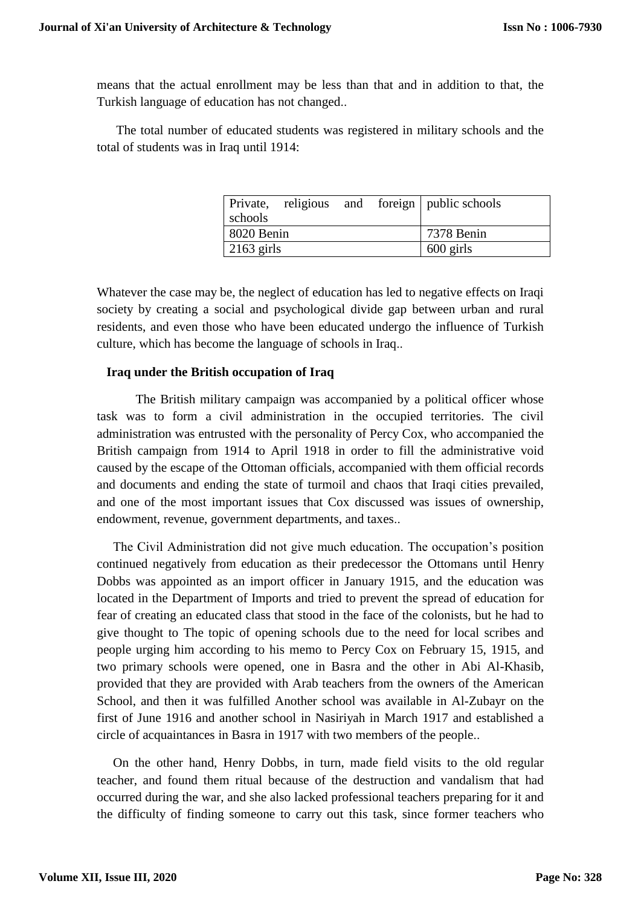means that the actual enrollment may be less than that and in addition to that, the Turkish language of education has not changed..

The total number of educated students was registered in military schools and the total of students was in Iraq until 1914:

| Private, religious and foreign schools | public schools |
|---|---|
| 8020 Benin | 7378 Benin |
| 2163 girls | 600 girls |

Whatever the case may be, the neglect of education has led to negative effects on Iraqi society by creating a social and psychological divide gap between urban and rural residents, and even those who have been educated undergo the influence of Turkish culture, which has become the language of schools in Iraq..

**Iraq under the British occupation of Iraq**

The British military campaign was accompanied by a political officer whose task was to form a civil administration in the occupied territories. The civil administration was entrusted with the personality of Percy Cox, who accompanied the British campaign from 1914 to April 1918 in order to fill the administrative void caused by the escape of the Ottoman officials, accompanied with them official records and documents and ending the state of turmoil and chaos that Iraqi cities prevailed, and one of the most important issues that Cox discussed was issues of ownership, endowment, revenue, government departments, and taxes..

The Civil Administration did not give much education. The occupation's position continued negatively from education as their predecessor the Ottomans until Henry Dobbs was appointed as an import officer in January 1915, and the education was located in the Department of Imports and tried to prevent the spread of education for fear of creating an educated class that stood in the face of the colonists, but he had to give thought to The topic of opening schools due to the need for local scribes and people urging him according to his memo to Percy Cox on February 15, 1915, and two primary schools were opened, one in Basra and the other in Abi Al-Khasib, provided that they are provided with Arab teachers from the owners of the American School, and then it was fulfilled Another school was available in Al-Zubayr on the first of June 1916 and another school in Nasiriyah in March 1917 and established a circle of acquaintances in Basra in 1917 with two members of the people..

On the other hand, Henry Dobbs, in turn, made field visits to the old regular teacher, and found them ritual because of the destruction and vandalism that had occurred during the war, and she also lacked professional teachers preparing for it and the difficulty of finding someone to carry out this task, since former teachers who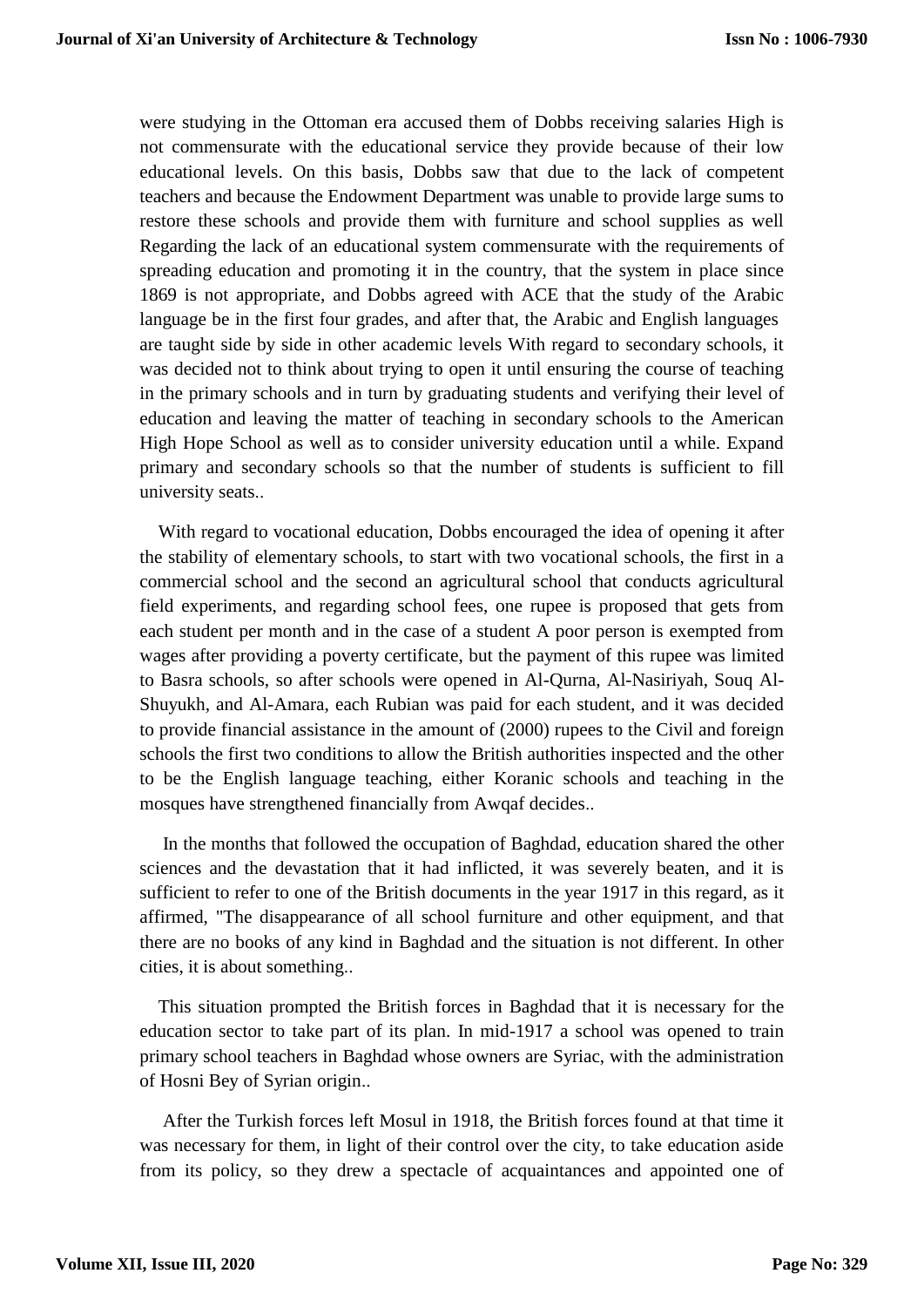were studying in the Ottoman era accused them of Dobbs receiving salaries High is not commensurate with the educational service they provide because of their low educational levels. On this basis, Dobbs saw that due to the lack of competent teachers and because the Endowment Department was unable to provide large sums to restore these schools and provide them with furniture and school supplies as well Regarding the lack of an educational system commensurate with the requirements of spreading education and promoting it in the country, that the system in place since 1869 is not appropriate, and Dobbs agreed with ACE that the study of the Arabic language be in the first four grades, and after that, the Arabic and English languages are taught side by side in other academic levels With regard to secondary schools, it was decided not to think about trying to open it until ensuring the course of teaching in the primary schools and in turn by graduating students and verifying their level of education and leaving the matter of teaching in secondary schools to the American High Hope School as well as to consider university education until a while. Expand primary and secondary schools so that the number of students is sufficient to fill university seats..

With regard to vocational education, Dobbs encouraged the idea of opening it after the stability of elementary schools, to start with two vocational schools, the first in a commercial school and the second an agricultural school that conducts agricultural field experiments, and regarding school fees, one rupee is proposed that gets from each student per month and in the case of a student A poor person is exempted from wages after providing a poverty certificate, but the payment of this rupee was limited to Basra schools, so after schools were opened in Al-Qurna, Al-Nasiriyah, Souq Al-Shuyukh, and Al-Amara, each Rubian was paid for each student, and it was decided to provide financial assistance in the amount of (2000) rupees to the Civil and foreign schools the first two conditions to allow the British authorities inspected and the other to be the English language teaching, either Koranic schools and teaching in the mosques have strengthened financially from Awqaf decides..

In the months that followed the occupation of Baghdad, education shared the other sciences and the devastation that it had inflicted, it was severely beaten, and it is sufficient to refer to one of the British documents in the year 1917 in this regard, as it affirmed, "The disappearance of all school furniture and other equipment, and that there are no books of any kind in Baghdad and the situation is not different. In other cities, it is about something..

This situation prompted the British forces in Baghdad that it is necessary for the education sector to take part of its plan. In mid-1917 a school was opened to train primary school teachers in Baghdad whose owners are Syriac, with the administration of Hosni Bey of Syrian origin..

After the Turkish forces left Mosul in 1918, the British forces found at that time it was necessary for them, in light of their control over the city, to take education aside from its policy, so they drew a spectacle of acquaintances and appointed one of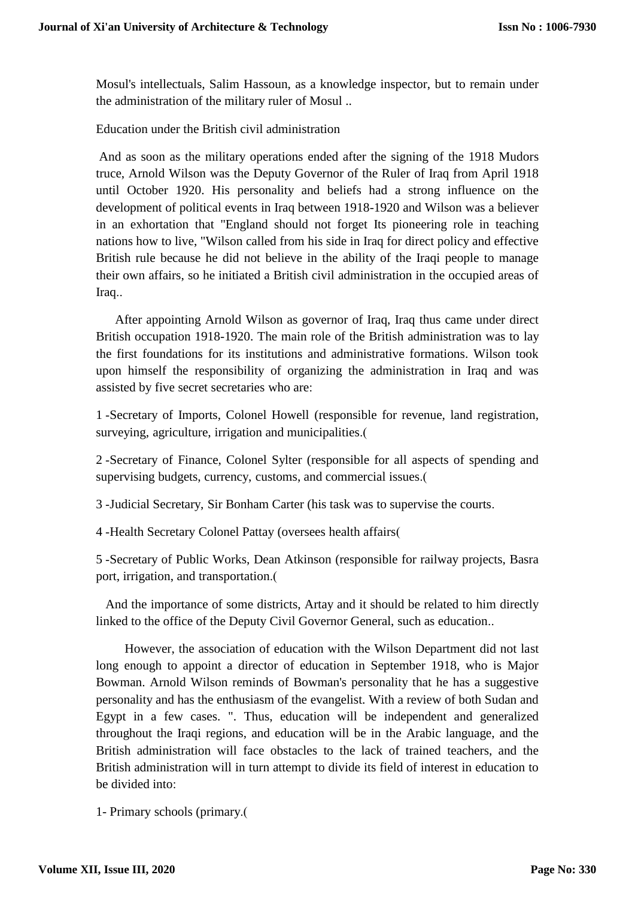Mosul's intellectuals, Salim Hassoun, as a knowledge inspector, but to remain under the administration of the military ruler of Mosul ..

## Education under the British civil administration

And as soon as the military operations ended after the signing of the 1918 Mudors truce, Arnold Wilson was the Deputy Governor of the Ruler of Iraq from April 1918 until October 1920. His personality and beliefs had a strong influence on the development of political events in Iraq between 1918-1920 and Wilson was a believer in an exhortation that "England should not forget Its pioneering role in teaching nations how to live, "Wilson called from his side in Iraq for direct policy and effective British rule because he did not believe in the ability of the Iraqi people to manage their own affairs, so he initiated a British civil administration in the occupied areas of Iraq..

After appointing Arnold Wilson as governor of Iraq, Iraq thus came under direct British occupation 1918-1920. The main role of the British administration was to lay the first foundations for its institutions and administrative formations. Wilson took upon himself the responsibility of organizing the administration in Iraq and was assisted by five secret secretaries who are:

1 -Secretary of Imports, Colonel Howell (responsible for revenue, land registration, surveying, agriculture, irrigation and municipalities.(

2 -Secretary of Finance, Colonel Sylter (responsible for all aspects of spending and supervising budgets, currency, customs, and commercial issues.(

3 -Judicial Secretary, Sir Bonham Carter (his task was to supervise the courts.

4 -Health Secretary Colonel Pattay (oversees health affairs(

5 -Secretary of Public Works, Dean Atkinson (responsible for railway projects, Basra port, irrigation, and transportation.(

And the importance of some districts, Artay and it should be related to him directly linked to the office of the Deputy Civil Governor General, such as education..

However, the association of education with the Wilson Department did not last long enough to appoint a director of education in September 1918, who is Major Bowman. Arnold Wilson reminds of Bowman's personality that he has a suggestive personality and has the enthusiasm of the evangelist. With a review of both Sudan and Egypt in a few cases. ". Thus, education will be independent and generalized throughout the Iraqi regions, and education will be in the Arabic language, and the British administration will face obstacles to the lack of trained teachers, and the British administration will in turn attempt to divide its field of interest in education to be divided into:

1- Primary schools (primary.(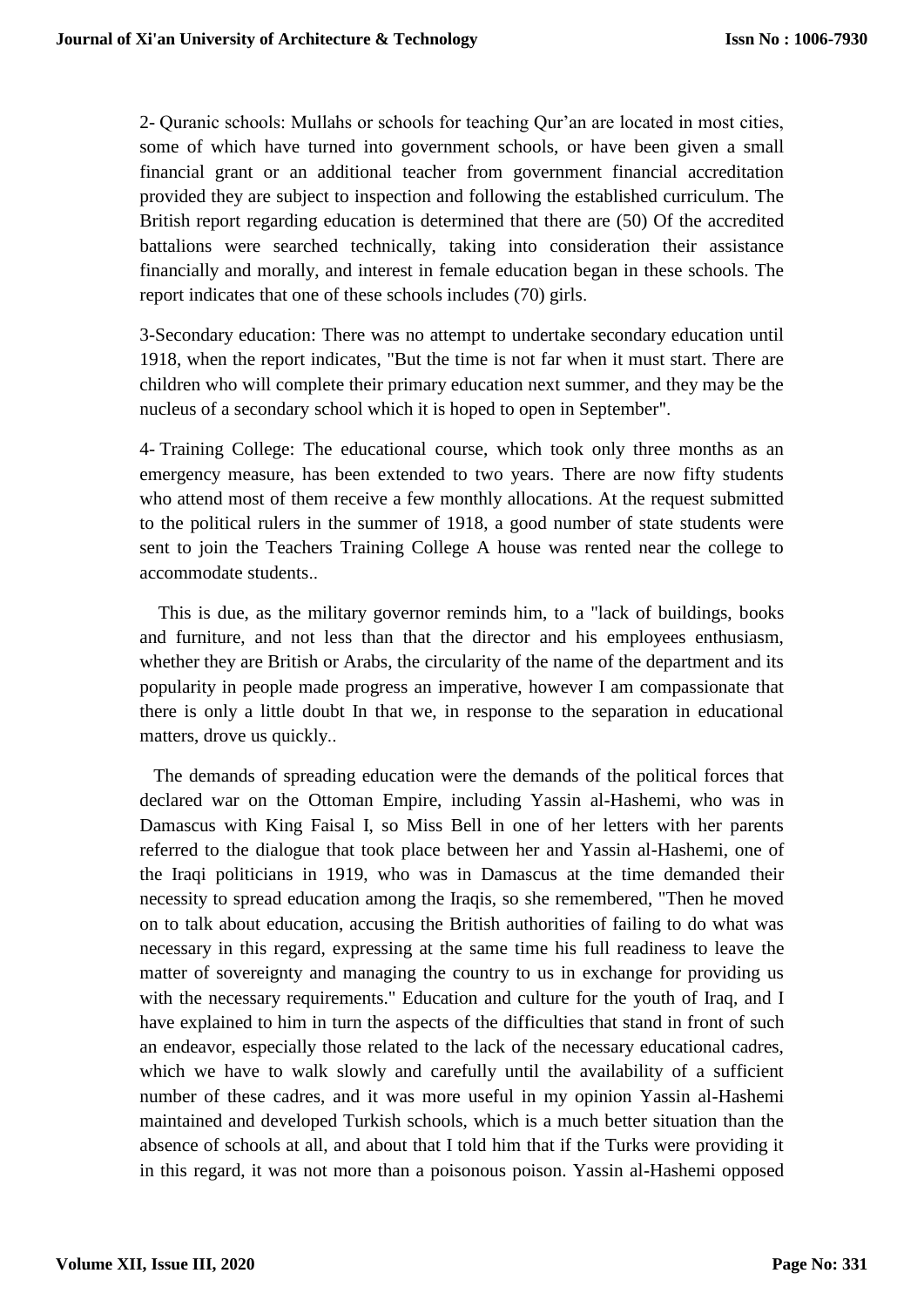2- Quranic schools: Mullahs or schools for teaching Qur'an are located in most cities, some of which have turned into government schools, or have been given a small financial grant or an additional teacher from government financial accreditation provided they are subject to inspection and following the established curriculum. The British report regarding education is determined that there are (50) Of the accredited battalions were searched technically, taking into consideration their assistance financially and morally, and interest in female education began in these schools. The report indicates that one of these schools includes (70) girls.

3-Secondary education: There was no attempt to undertake secondary education until 1918, when the report indicates, "But the time is not far when it must start. There are children who will complete their primary education next summer, and they may be the nucleus of a secondary school which it is hoped to open in September".

4- Training College: The educational course, which took only three months as an emergency measure, has been extended to two years. There are now fifty students who attend most of them receive a few monthly allocations. At the request submitted to the political rulers in the summer of 1918, a good number of state students were sent to join the Teachers Training College A house was rented near the college to accommodate students..

This is due, as the military governor reminds him, to a "lack of buildings, books and furniture, and not less than that the director and his employees enthusiasm, whether they are British or Arabs, the circularity of the name of the department and its popularity in people made progress an imperative, however I am compassionate that there is only a little doubt In that we, in response to the separation in educational matters, drove us quickly..

The demands of spreading education were the demands of the political forces that declared war on the Ottoman Empire, including Yassin al-Hashemi, who was in Damascus with King Faisal I, so Miss Bell in one of her letters with her parents referred to the dialogue that took place between her and Yassin al-Hashemi, one of the Iraqi politicians in 1919, who was in Damascus at the time demanded their necessity to spread education among the Iraqis, so she remembered, "Then he moved on to talk about education, accusing the British authorities of failing to do what was necessary in this regard, expressing at the same time his full readiness to leave the matter of sovereignty and managing the country to us in exchange for providing us with the necessary requirements." Education and culture for the youth of Iraq, and I have explained to him in turn the aspects of the difficulties that stand in front of such an endeavor, especially those related to the lack of the necessary educational cadres, which we have to walk slowly and carefully until the availability of a sufficient number of these cadres, and it was more useful in my opinion Yassin al-Hashemi maintained and developed Turkish schools, which is a much better situation than the absence of schools at all, and about that I told him that if the Turks were providing it in this regard, it was not more than a poisonous poison. Yassin al-Hashemi opposed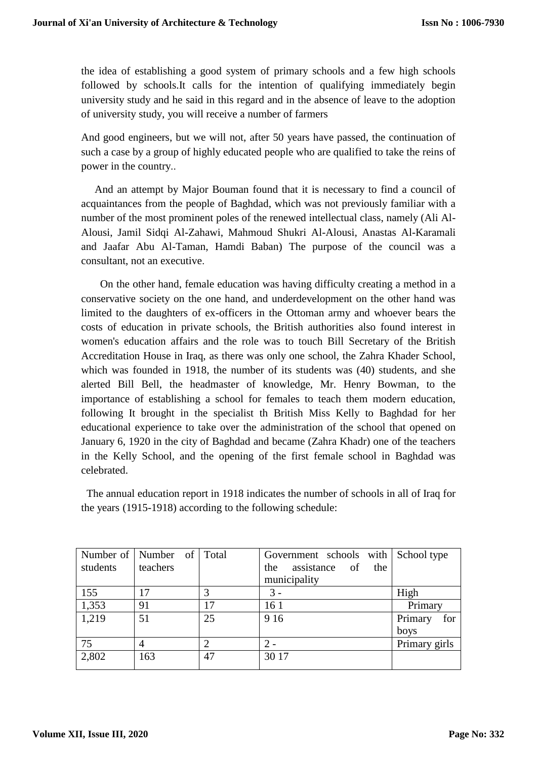the idea of establishing a good system of primary schools and a few high schools followed by schools.It calls for the intention of qualifying immediately begin university study and he said in this regard and in the absence of leave to the adoption of university study, you will receive a number of farmers

And good engineers, but we will not, after 50 years have passed, the continuation of such a case by a group of highly educated people who are qualified to take the reins of power in the country..

And an attempt by Major Bouman found that it is necessary to find a council of acquaintances from the people of Baghdad, which was not previously familiar with a number of the most prominent poles of the renewed intellectual class, namely (Ali Al-Alousi, Jamil Sidqi Al-Zahawi, Mahmoud Shukri Al-Alousi, Anastas Al-Karamali and Jaafar Abu Al-Taman, Hamdi Baban) The purpose of the council was a consultant, not an executive.

On the other hand, female education was having difficulty creating a method in a conservative society on the one hand, and underdevelopment on the other hand was limited to the daughters of ex-officers in the Ottoman army and whoever bears the costs of education in private schools, the British authorities also found interest in women's education affairs and the role was to touch Bill Secretary of the British Accreditation House in Iraq, as there was only one school, the Zahra Khader School, which was founded in 1918, the number of its students was (40) students, and she alerted Bill Bell, the headmaster of knowledge, Mr. Henry Bowman, to the importance of establishing a school for females to teach them modern education, following It brought in the specialist th British Miss Kelly to Baghdad for her educational experience to take over the administration of the school that opened on January 6, 1920 in the city of Baghdad and became (Zahra Khadr) one of the teachers in the Kelly School, and the opening of the first female school in Baghdad was celebrated.

The annual education report in 1918 indicates the number of schools in all of Iraq for the years (1915-1918) according to the following schedule:

| Number of students | Number of teachers | Total | Government schools with the assistance of the municipality | School type |
|---|---|---|---|---|
| 155 | 17 | 3 | 3 - | High |
| 1,353 | 91 | 17 | 16 1 | Primary |
| 1,219 | 51 | 25 | 9 16 | Primary for boys |
| 75 | 4 | 2 | 2 - | Primary girls |
| 2,802 | 163 | 47 | 30 17 | |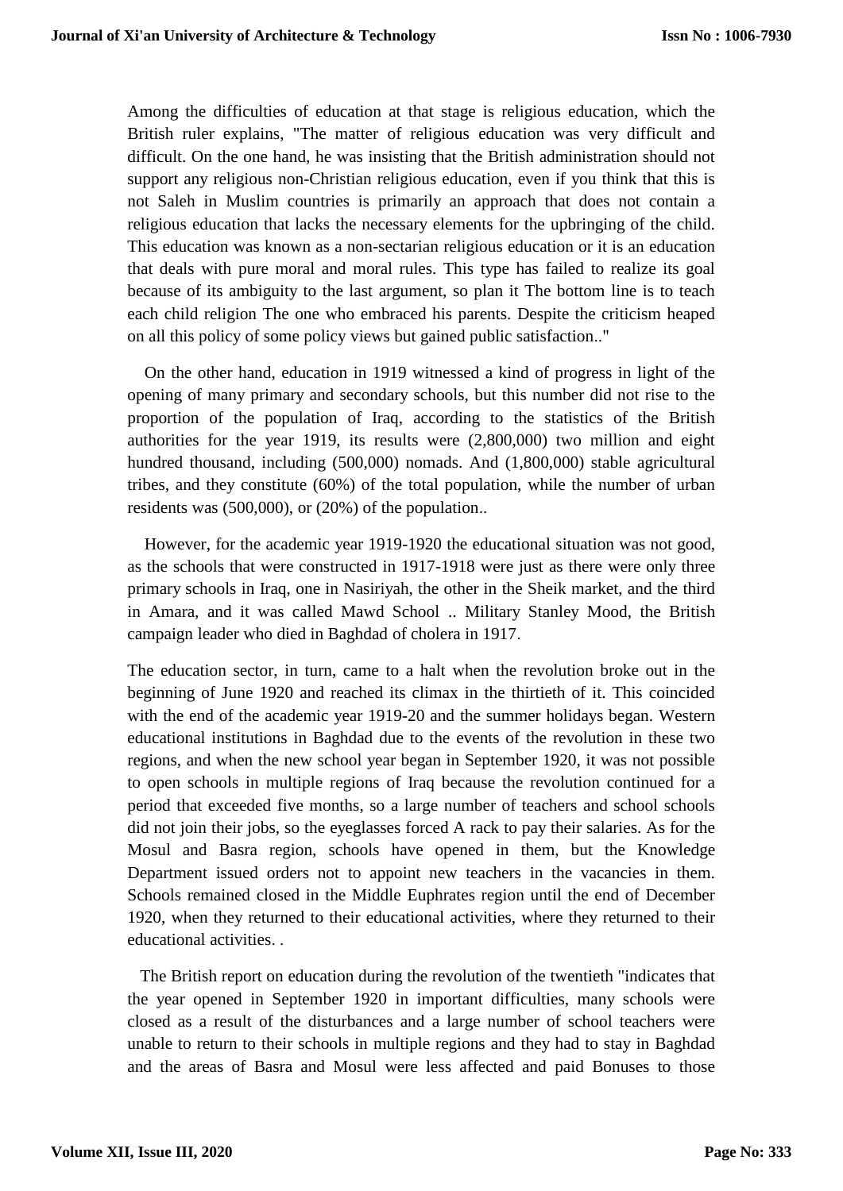Among the difficulties of education at that stage is religious education, which the British ruler explains, "The matter of religious education was very difficult and difficult. On the one hand, he was insisting that the British administration should not support any religious non-Christian religious education, even if you think that this is not Saleh in Muslim countries is primarily an approach that does not contain a religious education that lacks the necessary elements for the upbringing of the child. This education was known as a non-sectarian religious education or it is an education that deals with pure moral and moral rules. This type has failed to realize its goal because of its ambiguity to the last argument, so plan it The bottom line is to teach each child religion The one who embraced his parents. Despite the criticism heaped on all this policy of some policy views but gained public satisfaction.."

On the other hand, education in 1919 witnessed a kind of progress in light of the opening of many primary and secondary schools, but this number did not rise to the proportion of the population of Iraq, according to the statistics of the British authorities for the year 1919, its results were (2,800,000) two million and eight hundred thousand, including (500,000) nomads. And (1,800,000) stable agricultural tribes, and they constitute (60%) of the total population, while the number of urban residents was (500,000), or (20%) of the population..

However, for the academic year 1919-1920 the educational situation was not good, as the schools that were constructed in 1917-1918 were just as there were only three primary schools in Iraq, one in Nasiriyah, the other in the Sheik market, and the third in Amara, and it was called Mawd School .. Military Stanley Mood, the British campaign leader who died in Baghdad of cholera in 1917.

The education sector, in turn, came to a halt when the revolution broke out in the beginning of June 1920 and reached its climax in the thirtieth of it. This coincided with the end of the academic year 1919-20 and the summer holidays began. Western educational institutions in Baghdad due to the events of the revolution in these two regions, and when the new school year began in September 1920, it was not possible to open schools in multiple regions of Iraq because the revolution continued for a period that exceeded five months, so a large number of teachers and school schools did not join their jobs, so the eyeglasses forced A rack to pay their salaries. As for the Mosul and Basra region, schools have opened in them, but the Knowledge Department issued orders not to appoint new teachers in the vacancies in them. Schools remained closed in the Middle Euphrates region until the end of December 1920, when they returned to their educational activities, where they returned to their educational activities. .

The British report on education during the revolution of the twentieth "indicates that the year opened in September 1920 in important difficulties, many schools were closed as a result of the disturbances and a large number of school teachers were unable to return to their schools in multiple regions and they had to stay in Baghdad and the areas of Basra and Mosul were less affected and paid Bonuses to those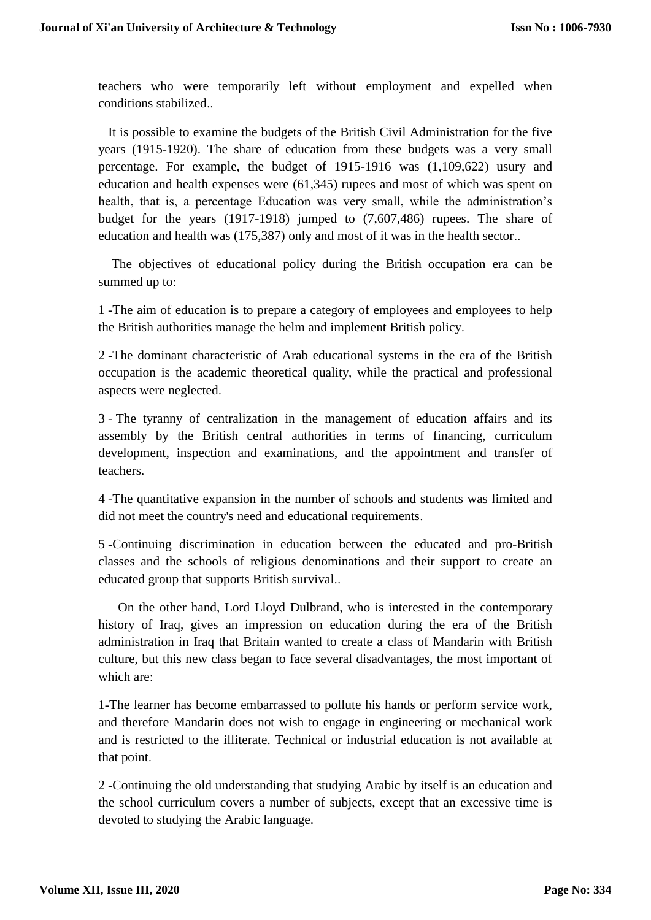teachers who were temporarily left without employment and expelled when conditions stabilized..

It is possible to examine the budgets of the British Civil Administration for the five years (1915-1920). The share of education from these budgets was a very small percentage. For example, the budget of 1915-1916 was (1,109,622) usury and education and health expenses were (61,345) rupees and most of which was spent on health, that is, a percentage Education was very small, while the administration's budget for the years (1917-1918) jumped to (7,607,486) rupees. The share of education and health was (175,387) only and most of it was in the health sector..

The objectives of educational policy during the British occupation era can be summed up to:

1 -The aim of education is to prepare a category of employees and employees to help the British authorities manage the helm and implement British policy.

2 -The dominant characteristic of Arab educational systems in the era of the British occupation is the academic theoretical quality, while the practical and professional aspects were neglected.

3 - The tyranny of centralization in the management of education affairs and its assembly by the British central authorities in terms of financing, curriculum development, inspection and examinations, and the appointment and transfer of teachers.

4 -The quantitative expansion in the number of schools and students was limited and did not meet the country's need and educational requirements.

5 -Continuing discrimination in education between the educated and pro-British classes and the schools of religious denominations and their support to create an educated group that supports British survival..

On the other hand, Lord Lloyd Dulbrand, who is interested in the contemporary history of Iraq, gives an impression on education during the era of the British administration in Iraq that Britain wanted to create a class of Mandarin with British culture, but this new class began to face several disadvantages, the most important of which are:

1-The learner has become embarrassed to pollute his hands or perform service work, and therefore Mandarin does not wish to engage in engineering or mechanical work and is restricted to the illiterate. Technical or industrial education is not available at that point.

2 -Continuing the old understanding that studying Arabic by itself is an education and the school curriculum covers a number of subjects, except that an excessive time is devoted to studying the Arabic language.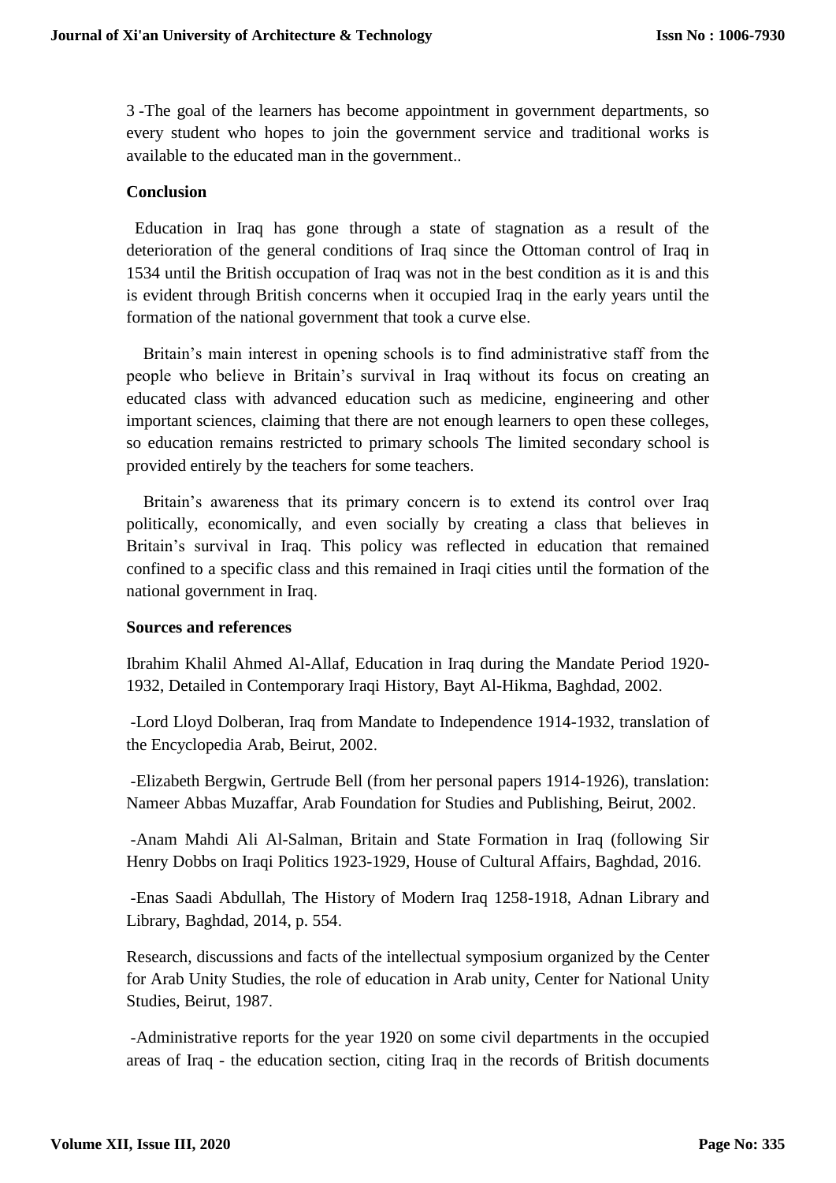3 -The goal of the learners has become appointment in government departments, so every student who hopes to join the government service and traditional works is available to the educated man in the government..

**Conclusion**

Education in Iraq has gone through a state of stagnation as a result of the deterioration of the general conditions of Iraq since the Ottoman control of Iraq in 1534 until the British occupation of Iraq was not in the best condition as it is and this is evident through British concerns when it occupied Iraq in the early years until the formation of the national government that took a curve else.

Britain's main interest in opening schools is to find administrative staff from the people who believe in Britain's survival in Iraq without its focus on creating an educated class with advanced education such as medicine, engineering and other important sciences, claiming that there are not enough learners to open these colleges, so education remains restricted to primary schools The limited secondary school is provided entirely by the teachers for some teachers.

Britain's awareness that its primary concern is to extend its control over Iraq politically, economically, and even socially by creating a class that believes in Britain's survival in Iraq. This policy was reflected in education that remained confined to a specific class and this remained in Iraqi cities until the formation of the national government in Iraq.

**Sources and references**

Ibrahim Khalil Ahmed Al-Allaf, Education in Iraq during the Mandate Period 1920-1932, Detailed in Contemporary Iraqi History, Bayt Al-Hikma, Baghdad, 2002.

-Lord Lloyd Dolberan, Iraq from Mandate to Independence 1914-1932, translation of the Encyclopedia Arab, Beirut, 2002.

-Elizabeth Bergwin, Gertrude Bell (from her personal papers 1914-1926), translation: Nameer Abbas Muzaffar, Arab Foundation for Studies and Publishing, Beirut, 2002.

-Anam Mahdi Ali Al-Salman, Britain and State Formation in Iraq (following Sir Henry Dobbs on Iraqi Politics 1923-1929, House of Cultural Affairs, Baghdad, 2016.

-Enas Saadi Abdullah, The History of Modern Iraq 1258-1918, Adnan Library and Library, Baghdad, 2014, p. 554.

Research, discussions and facts of the intellectual symposium organized by the Center for Arab Unity Studies, the role of education in Arab unity, Center for National Unity Studies, Beirut, 1987.

-Administrative reports for the year 1920 on some civil departments in the occupied areas of Iraq - the education section, citing Iraq in the records of British documents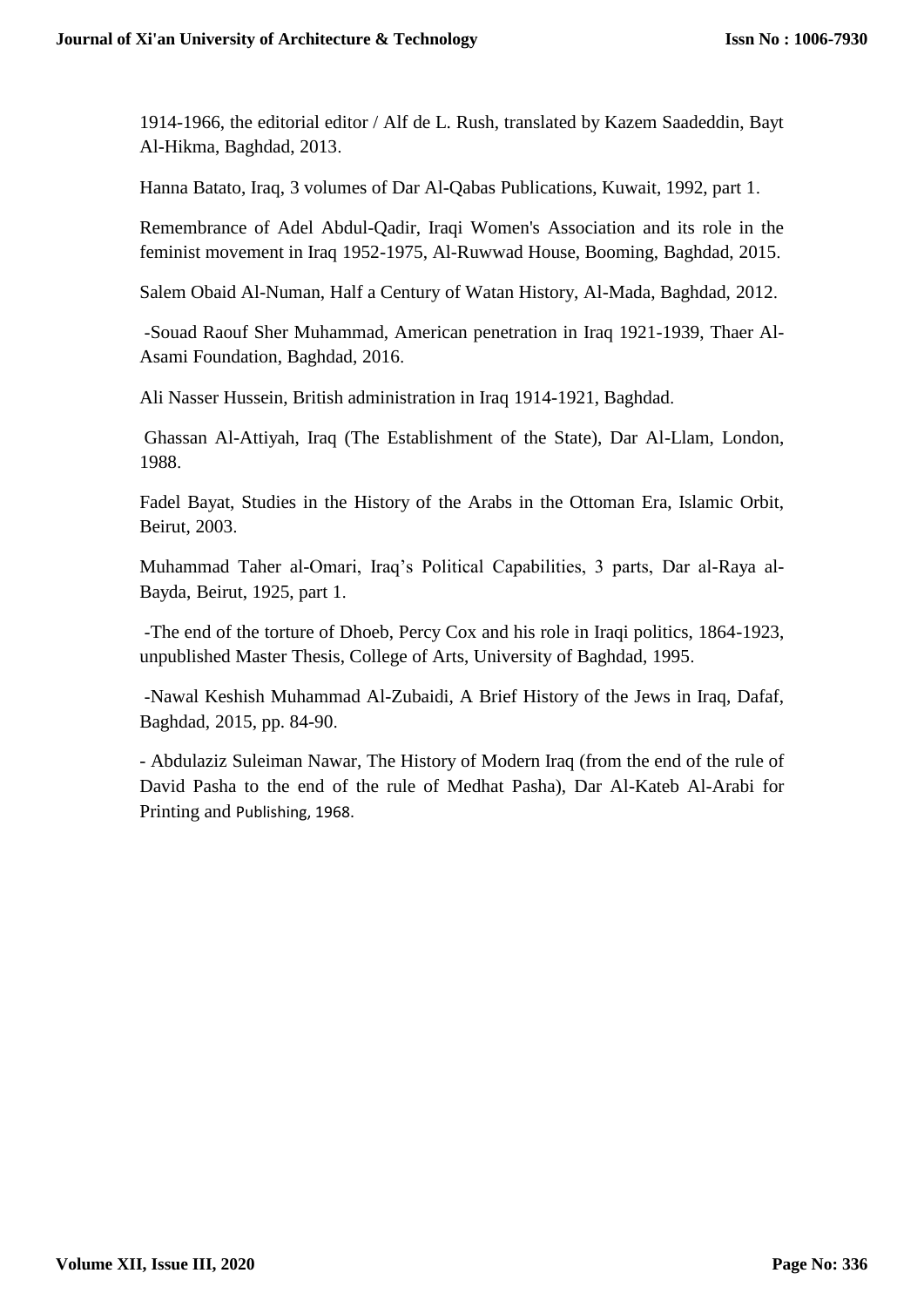1914-1966, the editorial editor / Alf de L. Rush, translated by Kazem Saadeddin, Bayt Al-Hikma, Baghdad, 2013.

Hanna Batato, Iraq, 3 volumes of Dar Al-Qabas Publications, Kuwait, 1992, part 1.

Remembrance of Adel Abdul-Qadir, Iraqi Women's Association and its role in the feminist movement in Iraq 1952-1975, Al-Ruwwad House, Booming, Baghdad, 2015.

Salem Obaid Al-Numan, Half a Century of Watan History, Al-Mada, Baghdad, 2012.

-Souad Raouf Sher Muhammad, American penetration in Iraq 1921-1939, Thaer Al-Asami Foundation, Baghdad, 2016.

Ali Nasser Hussein, British administration in Iraq 1914-1921, Baghdad.

Ghassan Al-Attiyah, Iraq (The Establishment of the State), Dar Al-Llam, London, 1988.

Fadel Bayat, Studies in the History of the Arabs in the Ottoman Era, Islamic Orbit, Beirut, 2003.

Muhammad Taher al-Omari, Iraq's Political Capabilities, 3 parts, Dar al-Raya al-Bayda, Beirut, 1925, part 1.

-The end of the torture of Dhoeb, Percy Cox and his role in Iraqi politics, 1864-1923, unpublished Master Thesis, College of Arts, University of Baghdad, 1995.

-Nawal Keshish Muhammad Al-Zubaidi, A Brief History of the Jews in Iraq, Dafaf, Baghdad, 2015, pp. 84-90.

- Abdulaziz Suleiman Nawar, The History of Modern Iraq (from the end of the rule of David Pasha to the end of the rule of Medhat Pasha), Dar Al-Kateb Al-Arabi for Printing and Publishing, 1968.